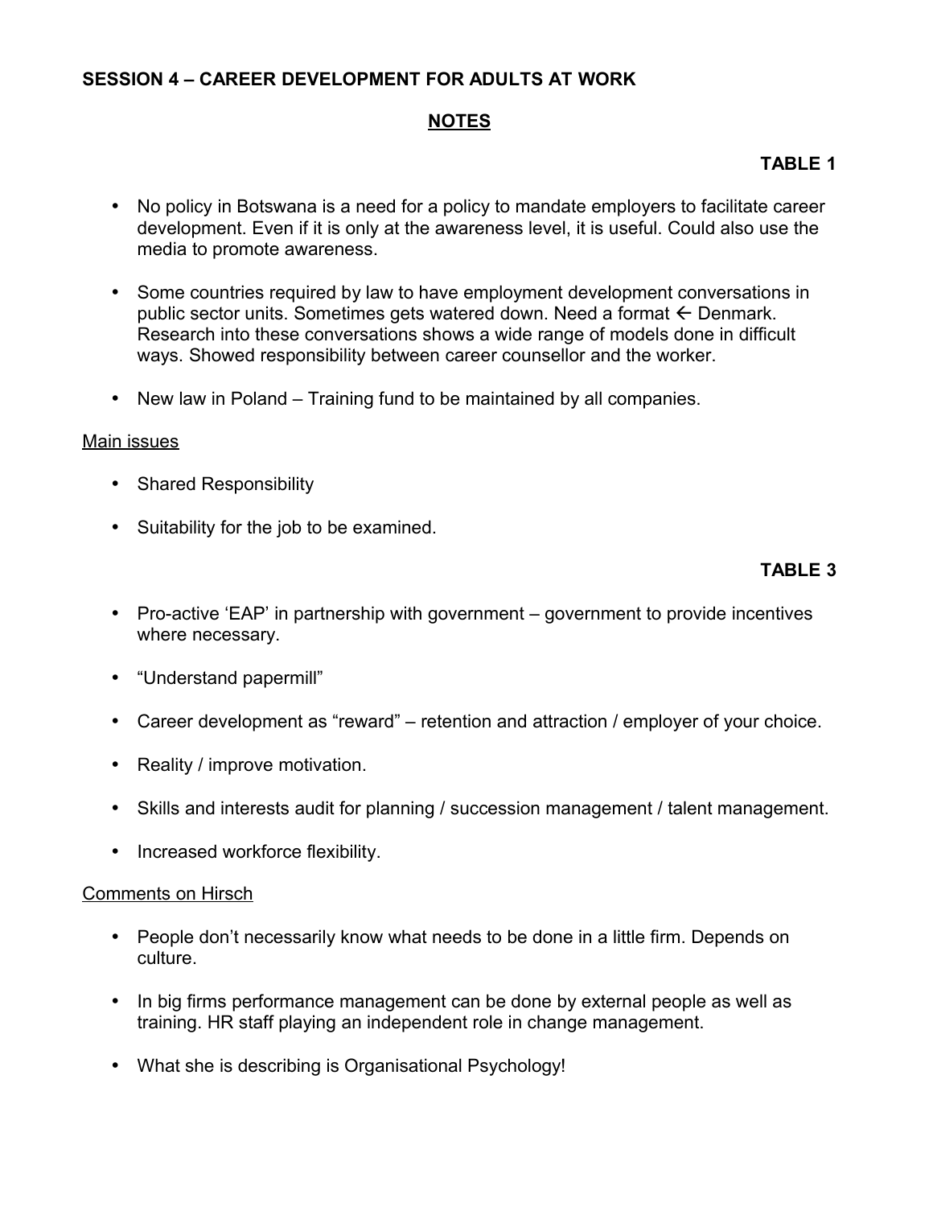**SESSION 4 – CAREER DEVELOPMENT FOR ADULTS AT WORK**

**NOTES**

**TABLE 1**

- No policy in Botswana is a need for a policy to mandate employers to facilitate career development. Even if it is only at the awareness level, it is useful. Could also use the media to promote awareness.
- Some countries required by law to have employment development conversations in public sector units. Sometimes gets watered down. Need a format ← Denmark. Research into these conversations shows a wide range of models done in difficult ways. Showed responsibility between career counsellor and the worker.
- New law in Poland – Training fund to be maintained by all companies.

Main issues

- Shared Responsibility
- Suitability for the job to be examined.

**TABLE 3**

- Pro-active 'EAP' in partnership with government – government to provide incentives where necessary.
- "Understand papermill"
- Career development as "reward" – retention and attraction / employer of your choice.
- Reality / improve motivation.
- Skills and interests audit for planning / succession management / talent management.
- Increased workforce flexibility.

Comments on Hirsch

- People don't necessarily know what needs to be done in a little firm. Depends on culture.
- In big firms performance management can be done by external people as well as training. HR staff playing an independent role in change management.
- What she is describing is Organisational Psychology!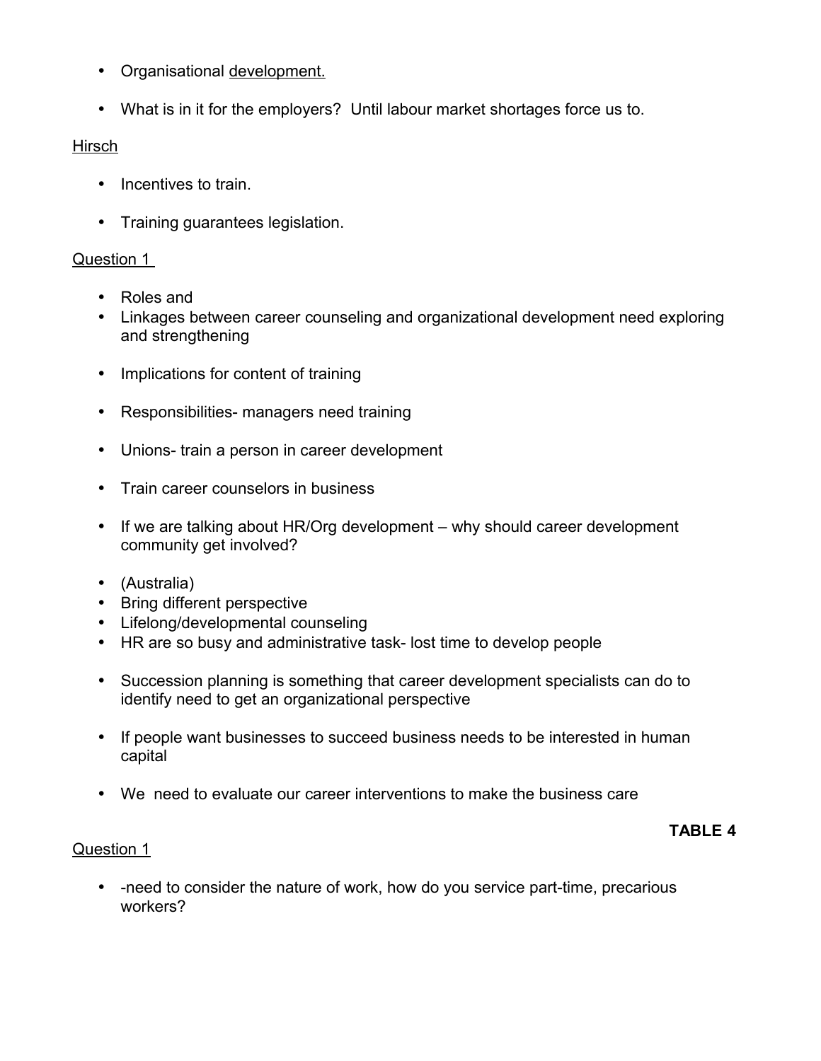- Organisational <u>development.</u>

- What is in it for the employers? Until labour market shortages force us to.

<u>Hirsch</u>

- Incentives to train.

- Training guarantees legislation.

<u>Question 1</u>

- Roles and
- Linkages between career counseling and organizational development need exploring and strengthening

- Implications for content of training

- Responsibilities- managers need training

- Unions- train a person in career development

- Train career counselors in business

- If we are talking about HR/Org development – why should career development community get involved?

- (Australia)
- Bring different perspective
- Lifelong/developmental counseling
- HR are so busy and administrative task- lost time to develop people

- Succession planning is something that career development specialists can do to identify need to get an organizational perspective

- If people want businesses to succeed business needs to be interested in human capital

- We need to evaluate our career interventions to make the business care

**TABLE 4**

<u>Question 1</u>

- -need to consider the nature of work, how do you service part-time, precarious workers?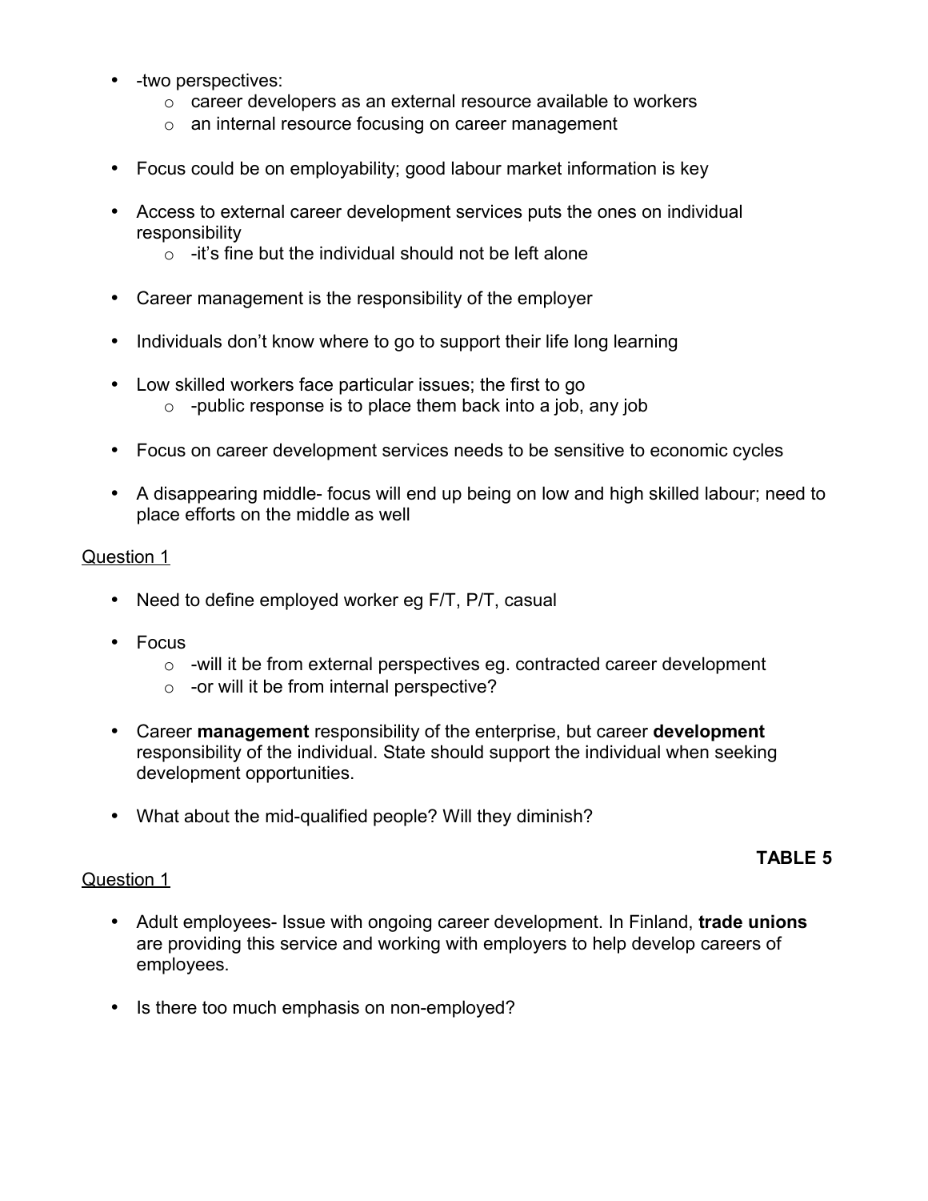- -two perspectives:
  - career developers as an external resource available to workers
  - an internal resource focusing on career management

- Focus could be on employability; good labour market information is key

- Access to external career development services puts the ones on individual responsibility
  - -it's fine but the individual should not be left alone

- Career management is the responsibility of the employer

- Individuals don't know where to go to support their life long learning

- Low skilled workers face particular issues; the first to go
  - -public response is to place them back into a job, any job

- Focus on career development services needs to be sensitive to economic cycles

- A disappearing middle- focus will end up being on low and high skilled labour; need to place efforts on the middle as well

Question 1

- Need to define employed worker eg F/T, P/T, casual

- Focus
  - -will it be from external perspectives eg. contracted career development
  - -or will it be from internal perspective?

- Career **management** responsibility of the enterprise, but career **development** responsibility of the individual. State should support the individual when seeking development opportunities.

- What about the mid-qualified people? Will they diminish?

**TABLE 5**

Question 1

- Adult employees- Issue with ongoing career development. In Finland, **trade unions** are providing this service and working with employers to help develop careers of employees.

- Is there too much emphasis on non-employed?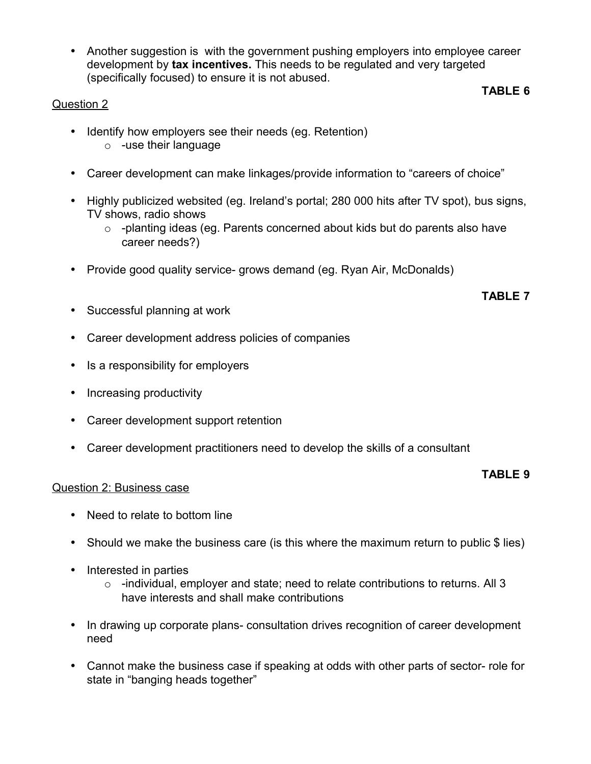- Another suggestion is  with the government pushing employers into employee career development by **tax incentives.** This needs to be regulated and very targeted (specifically focused) to ensure it is not abused.

**TABLE 6**

Question 2

- Identify how employers see their needs (eg. Retention)
  - -use their language
- Career development can make linkages/provide information to “careers of choice”
- Highly publicized websited (eg. Ireland’s portal; 280 000 hits after TV spot), bus signs, TV shows, radio shows
  - -planting ideas (eg. Parents concerned about kids but do parents also have career needs?)
- Provide good quality service- grows demand (eg. Ryan Air, McDonalds)

**TABLE 7**

- Successful planning at work
- Career development address policies of companies
- Is a responsibility for employers
- Increasing productivity
- Career development support retention
- Career development practitioners need to develop the skills of a consultant

**TABLE 9**

Question 2: Business case

- Need to relate to bottom line
- Should we make the business care (is this where the maximum return to public $ lies)
- Interested in parties
  - -individual, employer and state; need to relate contributions to returns. All 3 have interests and shall make contributions
- In drawing up corporate plans- consultation drives recognition of career development need
- Cannot make the business case if speaking at odds with other parts of sector- role for state in “banging heads together”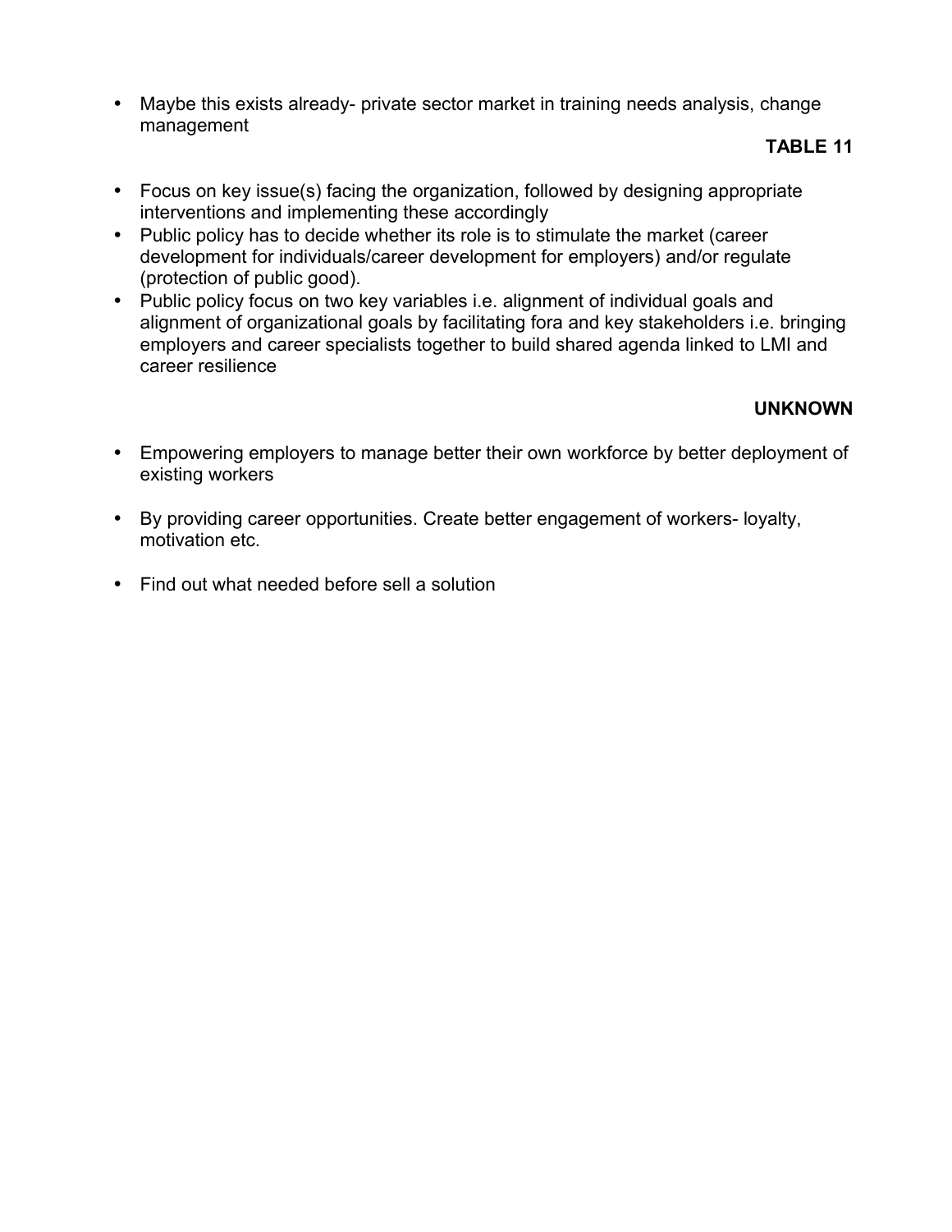- Maybe this exists already- private sector market in training needs analysis, change management

**TABLE 11**

- Focus on key issue(s) facing the organization, followed by designing appropriate interventions and implementing these accordingly
- Public policy has to decide whether its role is to stimulate the market (career development for individuals/career development for employers) and/or regulate (protection of public good).
- Public policy focus on two key variables i.e. alignment of individual goals and alignment of organizational goals by facilitating fora and key stakeholders i.e. bringing employers and career specialists together to build shared agenda linked to LMI and career resilience

**UNKNOWN**

- Empowering employers to manage better their own workforce by better deployment of existing workers

- By providing career opportunities. Create better engagement of workers- loyalty, motivation etc.

- Find out what needed before sell a solution